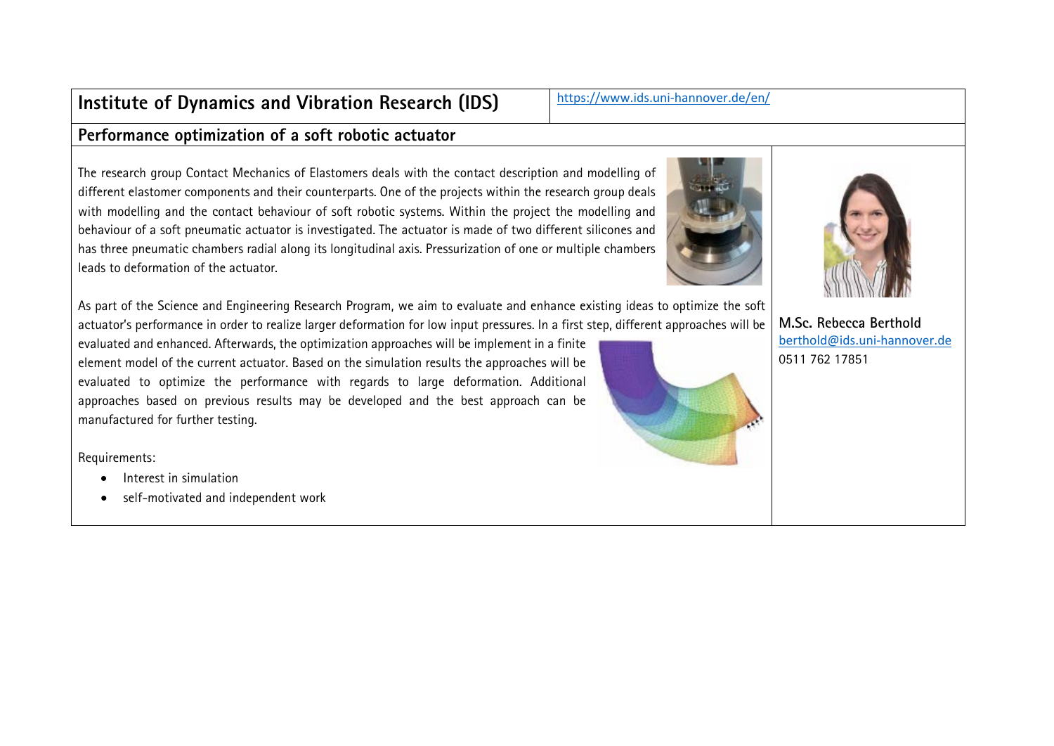# Institute of Dynamics and Vibration Research (IDS)

https://www.ids.uni-hannover.de/en/

## Performance optimization of a soft robotic actuator

The research group Contact Mechanics of Elastomers deals with the contact description and modelling of different elastomer components and their counterparts. One of the projects within the research group deals with modelling and the contact behaviour of soft robotic systems. Within the project the modelling and behaviour of a soft pneumatic actuator is investigated. The actuator is made of two different silicones and has three pneumatic chambers radial along its longitudinal axis. Pressurization of one or multiple chambers leads to deformation of the actuator.

As part of the Science and Engineering Research Program, we aim to evaluate and enhance existing ideas to optimize the soft actuator's performance in order to realize larger deformation for low input pressures. In a first step, different approaches will be evaluated and enhanced. Afterwards, the optimization approaches will be implement in a finite element model of the current actuator. Based on the simulation results the approaches will be evaluated to optimize the performance with regards to large deformation. Additional approaches based on previous results may be developed and the best approach can be manufactured for further testing.

Requirements:

- Interest in simulation
- self-motivated and independent work

**M.Sc. Rebecca Berthold**
berthold@ids.uni-hannover.de
0511 762 17851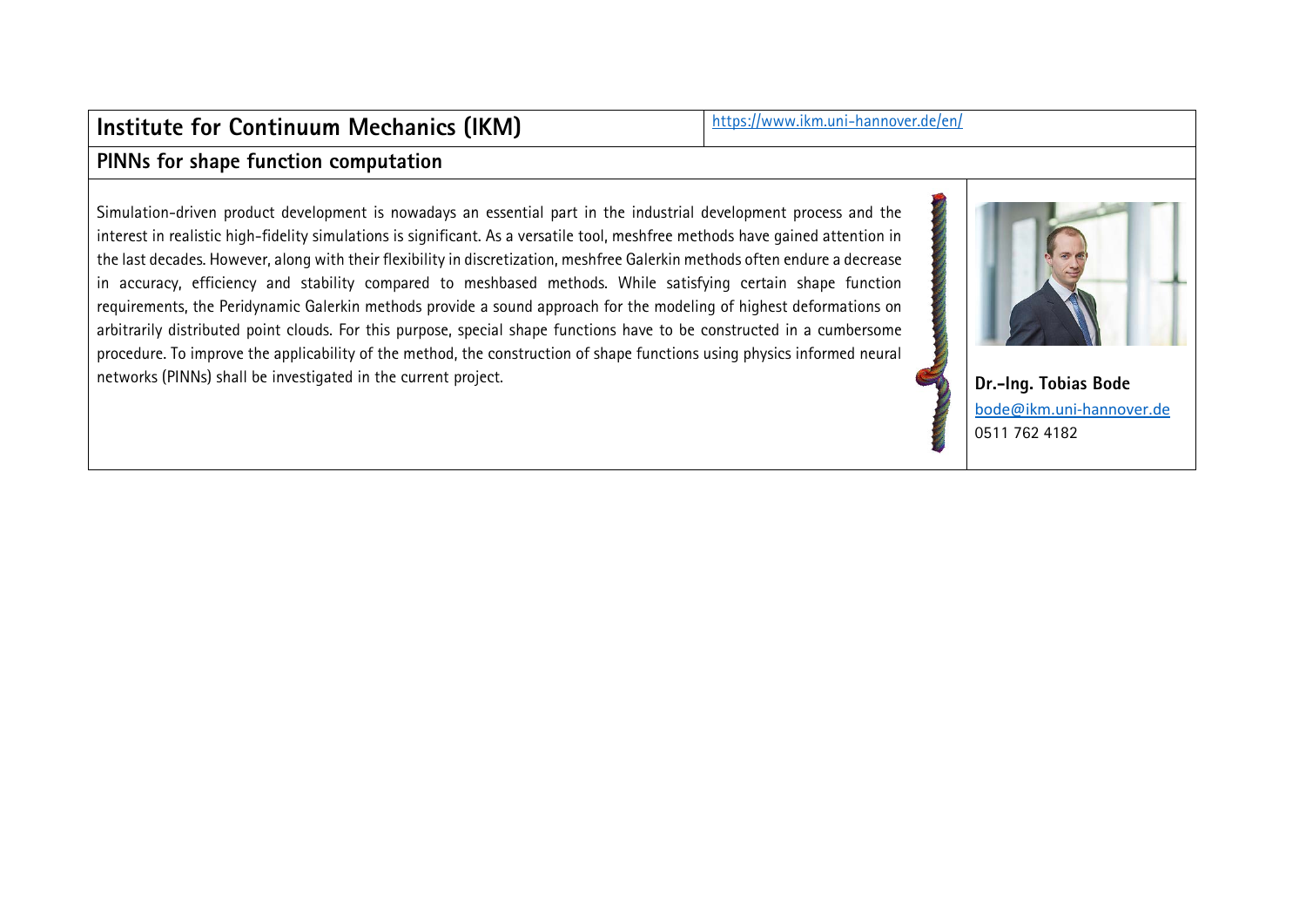## Institute for Continuum Mechanics (IKM)

https://www.ikm.uni-hannover.de/en/

### PINNs for shape function computation

Simulation-driven product development is nowadays an essential part in the industrial development process and the interest in realistic high-fidelity simulations is significant. As a versatile tool, meshfree methods have gained attention in the last decades. However, along with their flexibility in discretization, meshfree Galerkin methods often endure a decrease in accuracy, efficiency and stability compared to meshbased methods. While satisfying certain shape function requirements, the Peridynamic Galerkin methods provide a sound approach for the modeling of highest deformations on arbitrarily distributed point clouds. For this purpose, special shape functions have to be constructed in a cumbersome procedure. To improve the applicability of the method, the construction of shape functions using physics informed neural networks (PINNs) shall be investigated in the current project.

**Dr.-Ing. Tobias Bode**
bode@ikm.uni-hannover.de
0511 762 4182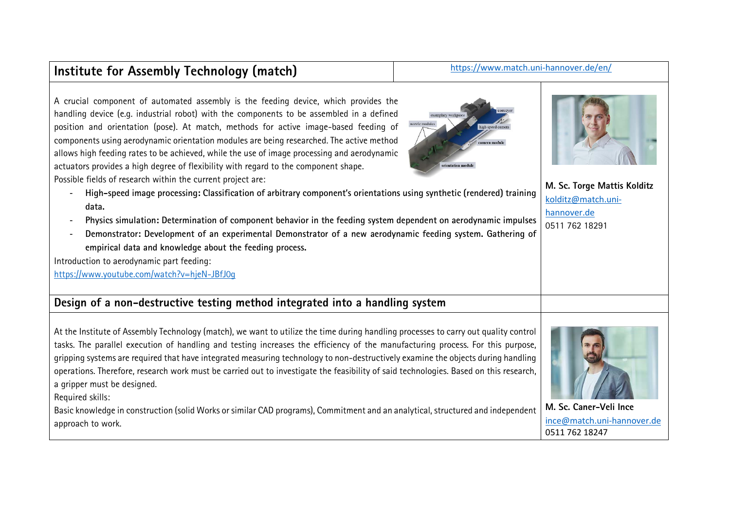## Institute for Assembly Technology (match)

https://www.match.uni-hannover.de/en/

A crucial component of automated assembly is the feeding device, which provides the handling device (e.g. industrial robot) with the components to be assembled in a defined position and orientation (pose). At match, methods for active image-based feeding of components using aerodynamic orientation modules are being researched. The active method allows high feeding rates to be achieved, while the use of image processing and aerodynamic actuators provides a high degree of flexibility with regard to the component shape.

Possible fields of research within the current project are:

- **High-speed image processing: Classification of arbitrary component's orientations using synthetic (rendered) training data.**
- **Physics simulation: Determination of component behavior in the feeding system dependent on aerodynamic impulses**
- **Demonstrator: Development of an experimental Demonstrator of a new aerodynamic feeding system. Gathering of empirical data and knowledge about the feeding process.**

Introduction to aerodynamic part feeding:
https://www.youtube.com/watch?v=hjeN-JBfJ0g

**M. Sc. Torge Mattis Kolditz**
kolditz@match.uni-hannover.de
0511 762 18291

## Design of a non-destructive testing method integrated into a handling system

At the Institute of Assembly Technology (match), we want to utilize the time during handling processes to carry out quality control tasks. The parallel execution of handling and testing increases the efficiency of the manufacturing process. For this purpose, gripping systems are required that have integrated measuring technology to non-destructively examine the objects during handling operations. Therefore, research work must be carried out to investigate the feasibility of said technologies. Based on this research, a gripper must be designed.

Required skills:

Basic knowledge in construction (solid Works or similar CAD programs), Commitment and an analytical, structured and independent approach to work.

**M. Sc. Caner-Veli Ince**
ince@match.uni-hannover.de
0511 762 18247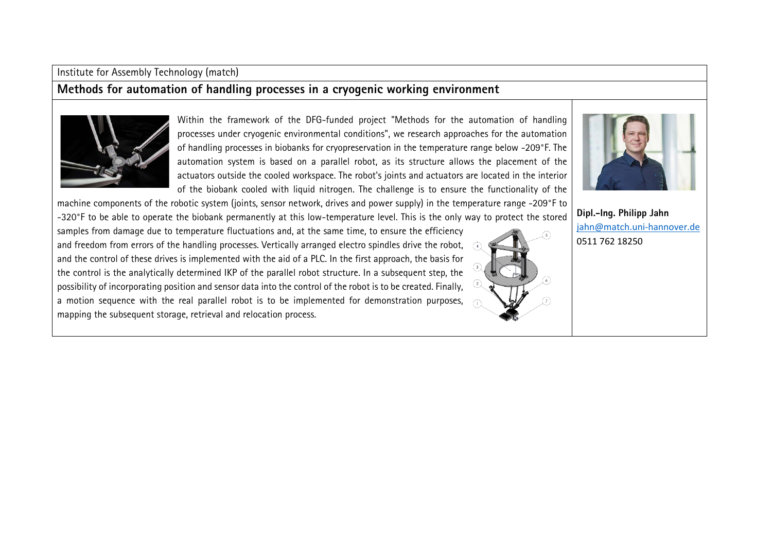Institute for Assembly Technology (match)

## Methods for automation of handling processes in a cryogenic working environment

Within the framework of the DFG-funded project "Methods for the automation of handling processes under cryogenic environmental conditions", we research approaches for the automation of handling processes in biobanks for cryopreservation in the temperature range below -209°F. The automation system is based on a parallel robot, as its structure allows the placement of the actuators outside the cooled workspace. The robot's joints and actuators are located in the interior of the biobank cooled with liquid nitrogen. The challenge is to ensure the functionality of the machine components of the robotic system (joints, sensor network, drives and power supply) in the temperature range -209°F to -320°F to be able to operate the biobank permanently at this low-temperature level. This is the only way to protect the stored samples from damage due to temperature fluctuations and, at the same time, to ensure the efficiency and freedom from errors of the handling processes. Vertically arranged electro spindles drive the robot, and the control of these drives is implemented with the aid of a PLC. In the first approach, the basis for the control is the analytically determined IKP of the parallel robot structure. In a subsequent step, the possibility of incorporating position and sensor data into the control of the robot is to be created. Finally, a motion sequence with the real parallel robot is to be implemented for demonstration purposes, mapping the subsequent storage, retrieval and relocation process.

**Dipl.-Ing. Philipp Jahn**
jahn@match.uni-hannover.de
0511 762 18250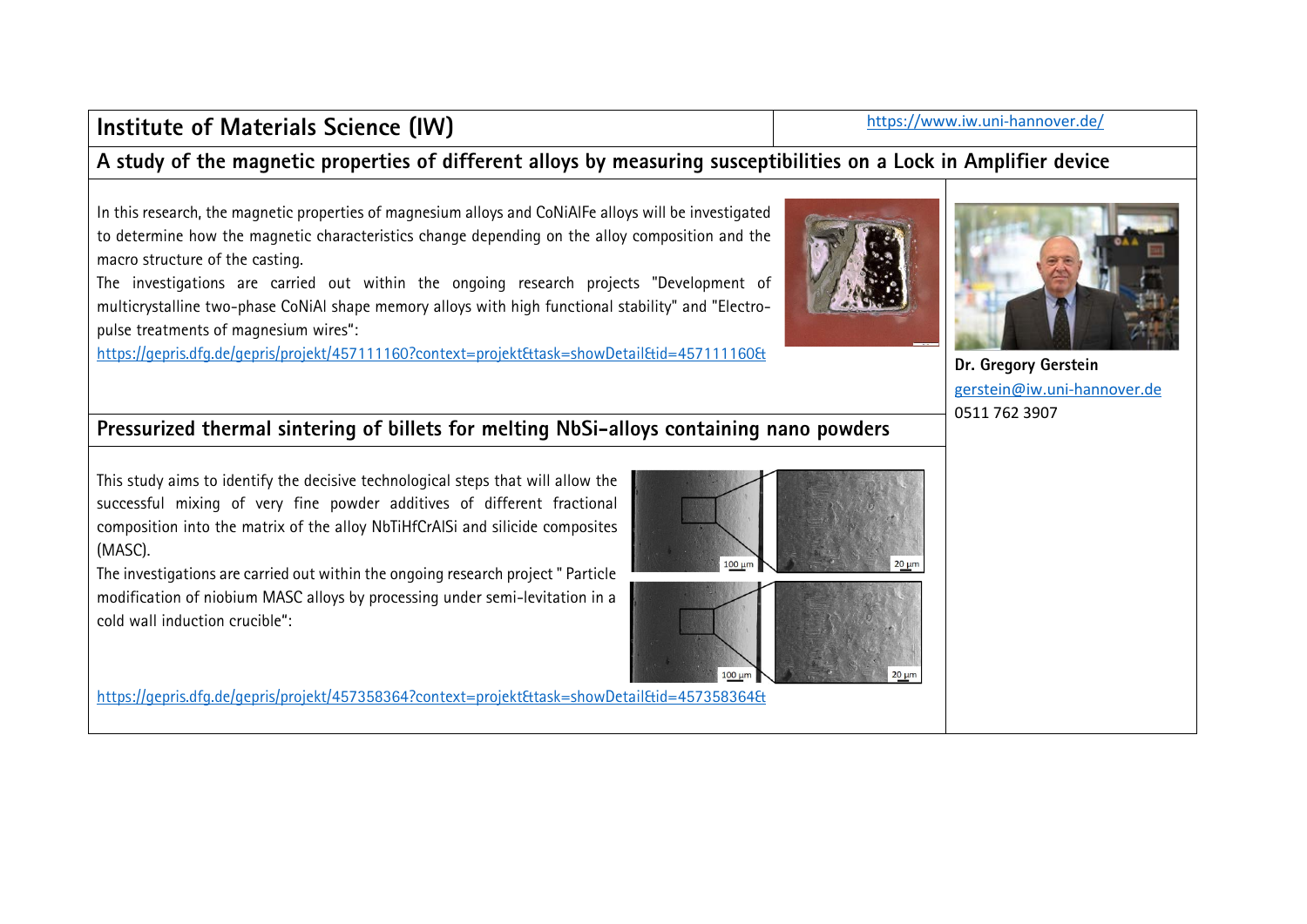## Institute of Materials Science (IW)

https://www.iw.uni-hannover.de/

### A study of the magnetic properties of different alloys by measuring susceptibilities on a Lock in Amplifier device

In this research, the magnetic properties of magnesium alloys and CoNiAlFe alloys will be investigated to determine how the magnetic characteristics change depending on the alloy composition and the macro structure of the casting.

The investigations are carried out within the ongoing research projects "Development of multicrystalline two-phase CoNiAl shape memory alloys with high functional stability" and "Electro-pulse treatments of magnesium wires":

https://gepris.dfg.de/gepris/projekt/457111160?context=projekt&task=showDetail&id=457111160&

**Dr. Gregory Gerstein**
gerstein@iw.uni-hannover.de
0511 762 3907

### Pressurized thermal sintering of billets for melting NbSi-alloys containing nano powders

This study aims to identify the decisive technological steps that will allow the successful mixing of very fine powder additives of different fractional composition into the matrix of the alloy NbTiHfCrAlSi and silicide composites (MASC).

The investigations are carried out within the ongoing research project " Particle modification of niobium MASC alloys by processing under semi-levitation in a cold wall induction crucible":

https://gepris.dfg.de/gepris/projekt/457358364?context=projekt&task=showDetail&id=457358364&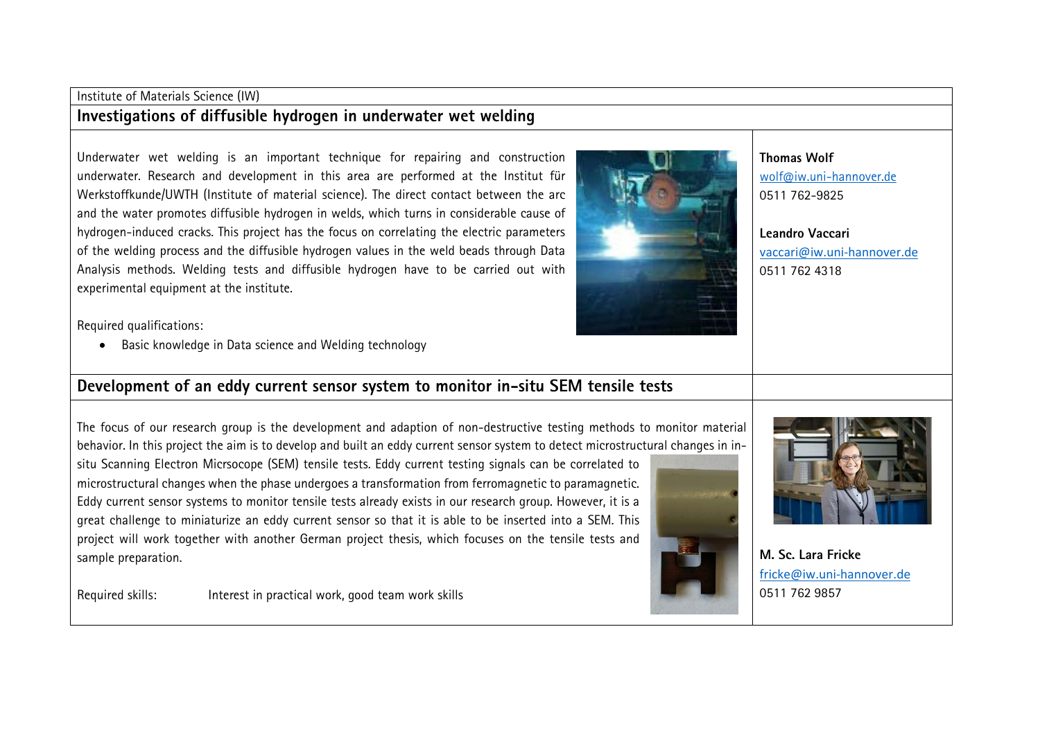Institute of Materials Science (IW)

## Investigations of diffusible hydrogen in underwater wet welding

Underwater wet welding is an important technique for repairing and construction underwater. Research and development in this area are performed at the Institut für Werkstoffkunde/UWTH (Institute of material science). The direct contact between the arc and the water promotes diffusible hydrogen in welds, which turns in considerable cause of hydrogen-induced cracks. This project has the focus on correlating the electric parameters of the welding process and the diffusible hydrogen values in the weld beads through Data Analysis methods. Welding tests and diffusible hydrogen have to be carried out with experimental equipment at the institute.

Required qualifications:

- Basic knowledge in Data science and Welding technology

**Thomas Wolf**
wolf@iw.uni-hannover.de
0511 762-9825

**Leandro Vaccari**
vaccari@iw.uni-hannover.de
0511 762 4318

## Development of an eddy current sensor system to monitor in-situ SEM tensile tests

The focus of our research group is the development and adaption of non-destructive testing methods to monitor material behavior. In this project the aim is to develop and built an eddy current sensor system to detect microstructural changes in in-situ Scanning Electron Micrsocope (SEM) tensile tests. Eddy current testing signals can be correlated to microstructural changes when the phase undergoes a transformation from ferromagnetic to paramagnetic. Eddy current sensor systems to monitor tensile tests already exists in our research group. However, it is a great challenge to miniaturize an eddy current sensor so that it is able to be inserted into a SEM. This project will work together with another German project thesis, which focuses on the tensile tests and sample preparation.

Required skills: Interest in practical work, good team work skills

**M. Sc. Lara Fricke**
fricke@iw.uni-hannover.de
0511 762 9857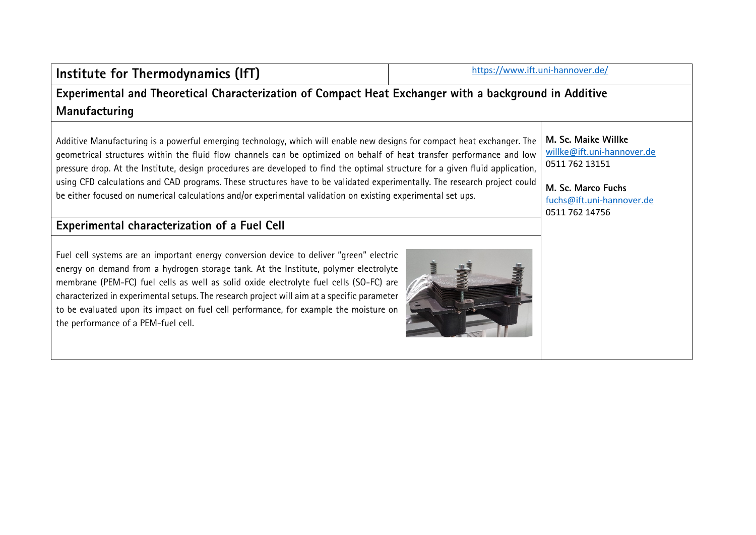## Institute for Thermodynamics (IfT)

https://www.ift.uni-hannover.de/

### Experimental and Theoretical Characterization of Compact Heat Exchanger with a background in Additive Manufacturing

Additive Manufacturing is a powerful emerging technology, which will enable new designs for compact heat exchanger. The geometrical structures within the fluid flow channels can be optimized on behalf of heat transfer performance and low pressure drop. At the Institute, design procedures are developed to find the optimal structure for a given fluid application, using CFD calculations and CAD programs. These structures have to be validated experimentally. The research project could be either focused on numerical calculations and/or experimental validation on existing experimental set ups.

**M. Sc. Maike Willke**
willke@ift.uni-hannover.de
0511 762 13151

**M. Sc. Marco Fuchs**
fuchs@ift.uni-hannover.de
0511 762 14756

### Experimental characterization of a Fuel Cell

Fuel cell systems are an important energy conversion device to deliver "green" electric energy on demand from a hydrogen storage tank. At the Institute, polymer electrolyte membrane (PEM-FC) fuel cells as well as solid oxide electrolyte fuel cells (SO-FC) are characterized in experimental setups. The research project will aim at a specific parameter to be evaluated upon its impact on fuel cell performance, for example the moisture on the performance of a PEM-fuel cell.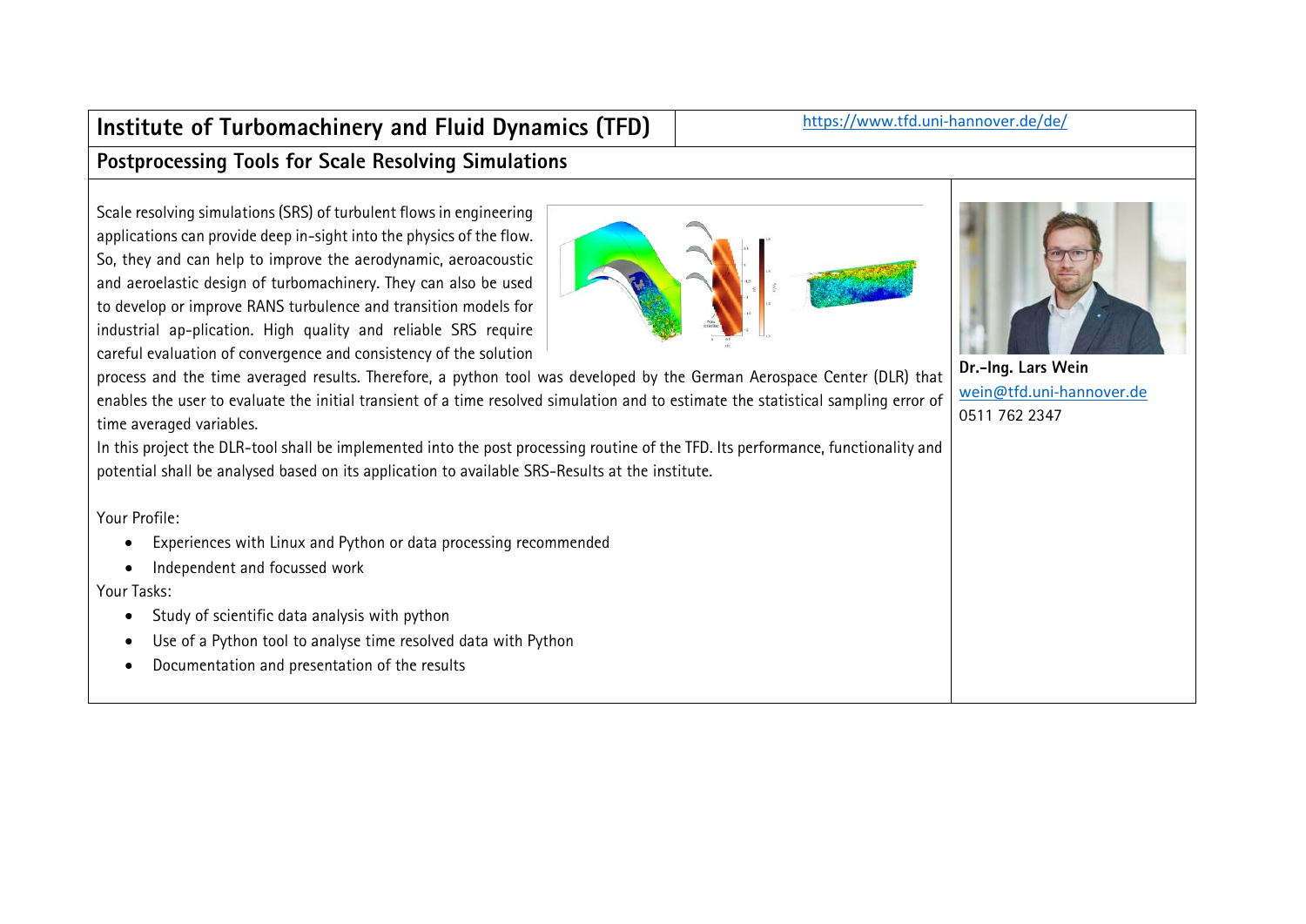## Institute of Turbomachinery and Fluid Dynamics (TFD)

https://www.tfd.uni-hannover.de/de/

### Postprocessing Tools for Scale Resolving Simulations

Scale resolving simulations (SRS) of turbulent flows in engineering applications can provide deep in-sight into the physics of the flow. So, they and can help to improve the aerodynamic, aeroacoustic and aeroelastic design of turbomachinery. They can also be used to develop or improve RANS turbulence and transition models for industrial ap-plication. High quality and reliable SRS require careful evaluation of convergence and consistency of the solution process and the time averaged results. Therefore, a python tool was developed by the German Aerospace Center (DLR) that enables the user to evaluate the initial transient of a time resolved simulation and to estimate the statistical sampling error of time averaged variables.

In this project the DLR-tool shall be implemented into the post processing routine of the TFD. Its performance, functionality and potential shall be analysed based on its application to available SRS-Results at the institute.

Your Profile:

- Experiences with Linux and Python or data processing recommended
- Independent and focussed work

Your Tasks:

- Study of scientific data analysis with python
- Use of a Python tool to analyse time resolved data with Python
- Documentation and presentation of the results

**Dr.-Ing. Lars Wein**
wein@tfd.uni-hannover.de
0511 762 2347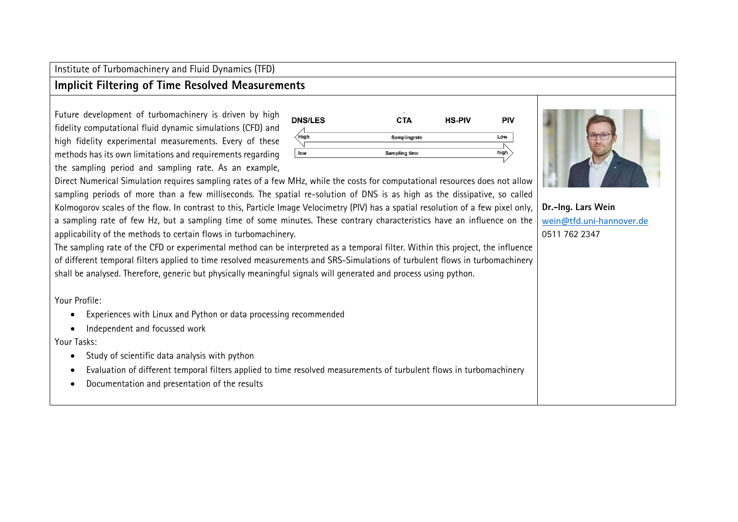Institute of Turbomachinery and Fluid Dynamics (TFD)

## Implicit Filtering of Time Resolved Measurements

Future development of turbomachinery is driven by high fidelity computational fluid dynamic simulations (CFD) and high fidelity experimental measurements. Every of these methods has its own limitations and requirements regarding the sampling period and sampling rate. As an example, Direct Numerical Simulation requires sampling rates of a few MHz, while the costs for computational resources does not allow sampling periods of more than a few milliseconds. The spatial re-solution of DNS is as high as the dissipative, so called Kolmogorov scales of the flow. In contrast to this, Particle Image Velocimetry (PIV) has a spatial resolution of a few pixel only, a sampling rate of few Hz, but a sampling time of some minutes. These contrary characteristics have an influence on the applicability of the methods to certain flows in turbomachinery.

| DNS/LES | CTA | HS-PIV | PIV |
|---|---|---|---|
| High | Samplingrate | | Low |
| low | Sampling time | | high |

The sampling rate of the CFD or experimental method can be interpreted as a temporal filter. Within this project, the influence of different temporal filters applied to time resolved measurements and SRS-Simulations of turbulent flows in turbomachinery shall be analysed. Therefore, generic but physically meaningful signals will generated and process using python.

Your Profile:

- Experiences with Linux and Python or data processing recommended
- Independent and focussed work

Your Tasks:

- Study of scientific data analysis with python
- Evaluation of different temporal filters applied to time resolved measurements of turbulent flows in turbomachinery
- Documentation and presentation of the results

**Dr.-Ing. Lars Wein**
wein@tfd.uni-hannover.de
0511 762 2347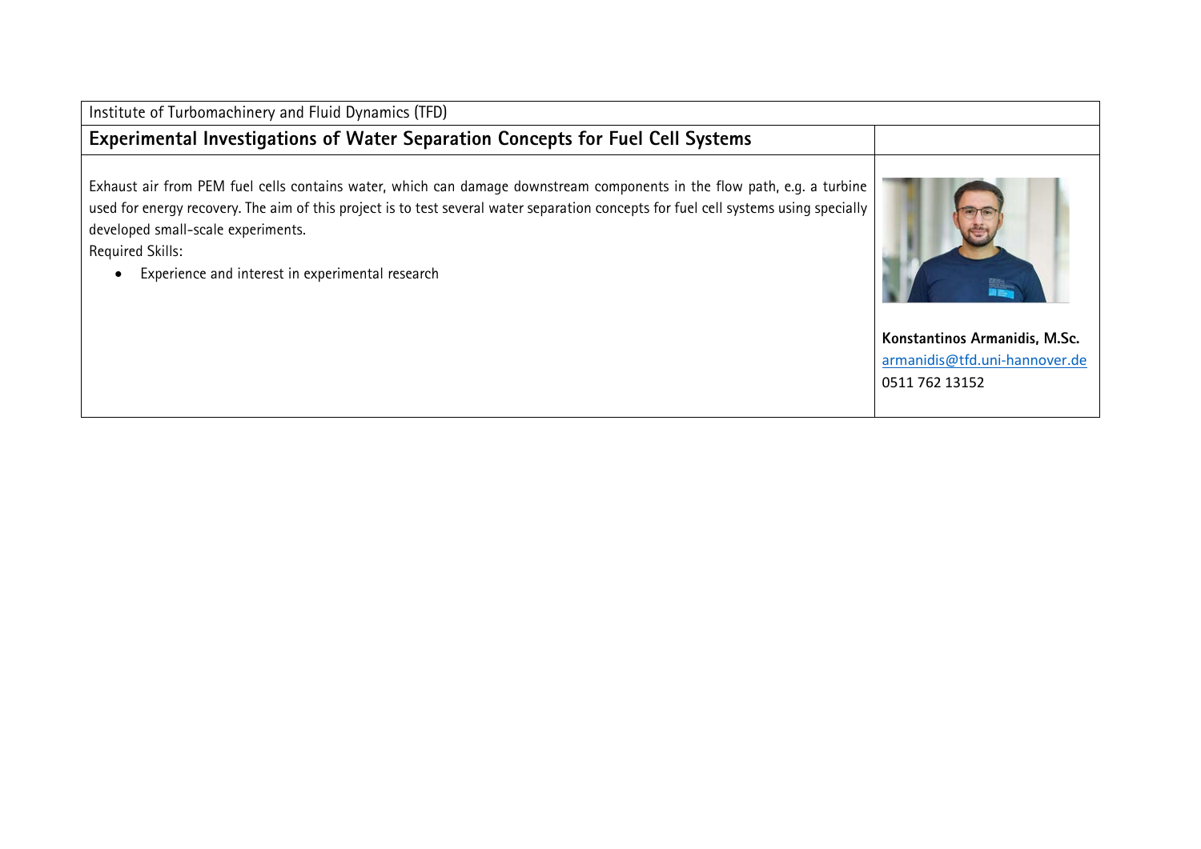Institute of Turbomachinery and Fluid Dynamics (TFD)

## Experimental Investigations of Water Separation Concepts for Fuel Cell Systems

Exhaust air from PEM fuel cells contains water, which can damage downstream components in the flow path, e.g. a turbine used for energy recovery. The aim of this project is to test several water separation concepts for fuel cell systems using specially developed small-scale experiments.

Required Skills:

- Experience and interest in experimental research

**Konstantinos Armanidis, M.Sc.**
armanidis@tfd.uni-hannover.de
0511 762 13152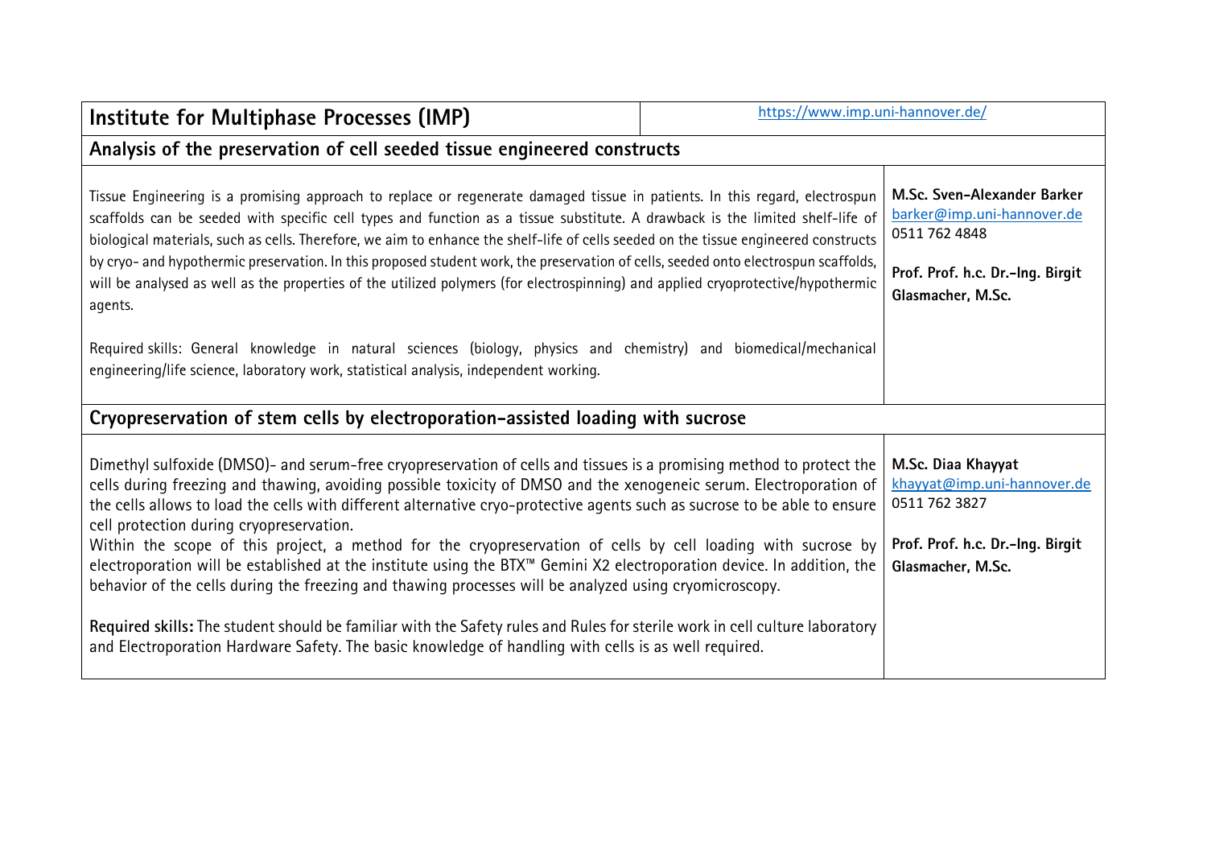| Institute for Multiphase Processes (IMP) | https://www.imp.uni-hannover.de/ |
|---|---|
| **Analysis of the preservation of cell seeded tissue engineered constructs** | |
| Tissue Engineering is a promising approach to replace or regenerate damaged tissue in patients. In this regard, electrospun scaffolds can be seeded with specific cell types and function as a tissue substitute. A drawback is the limited shelf-life of biological materials, such as cells. Therefore, we aim to enhance the shelf-life of cells seeded on the tissue engineered constructs by cryo- and hypothermic preservation. In this proposed student work, the preservation of cells, seeded onto electrospun scaffolds, will be analysed as well as the properties of the utilized polymers (for electrospinning) and applied cryoprotective/hypothermic agents.<br><br>Required skills: General knowledge in natural sciences (biology, physics and chemistry) and biomedical/mechanical engineering/life science, laboratory work, statistical analysis, independent working. | **M.Sc. Sven-Alexander Barker**<br>barker@imp.uni-hannover.de<br>0511 762 4848<br><br>**Prof. Prof. h.c. Dr.-Ing. Birgit Glasmacher, M.Sc.** |
| **Cryopreservation of stem cells by electroporation-assisted loading with sucrose** | |
| Dimethyl sulfoxide (DMSO)- and serum-free cryopreservation of cells and tissues is a promising method to protect the cells during freezing and thawing, avoiding possible toxicity of DMSO and the xenogeneic serum. Electroporation of the cells allows to load the cells with different alternative cryo-protective agents such as sucrose to be able to ensure cell protection during cryopreservation.<br>Within the scope of this project, a method for the cryopreservation of cells by cell loading with sucrose by electroporation will be established at the institute using the BTX™ Gemini X2 electroporation device. In addition, the behavior of the cells during the freezing and thawing processes will be analyzed using cryomicroscopy.<br><br>**Required skills:** The student should be familiar with the Safety rules and Rules for sterile work in cell culture laboratory and Electroporation Hardware Safety. The basic knowledge of handling with cells is as well required. | **M.Sc. Diaa Khayyat**<br>khayyat@imp.uni-hannover.de<br>0511 762 3827<br><br>**Prof. Prof. h.c. Dr.-Ing. Birgit Glasmacher, M.Sc.** |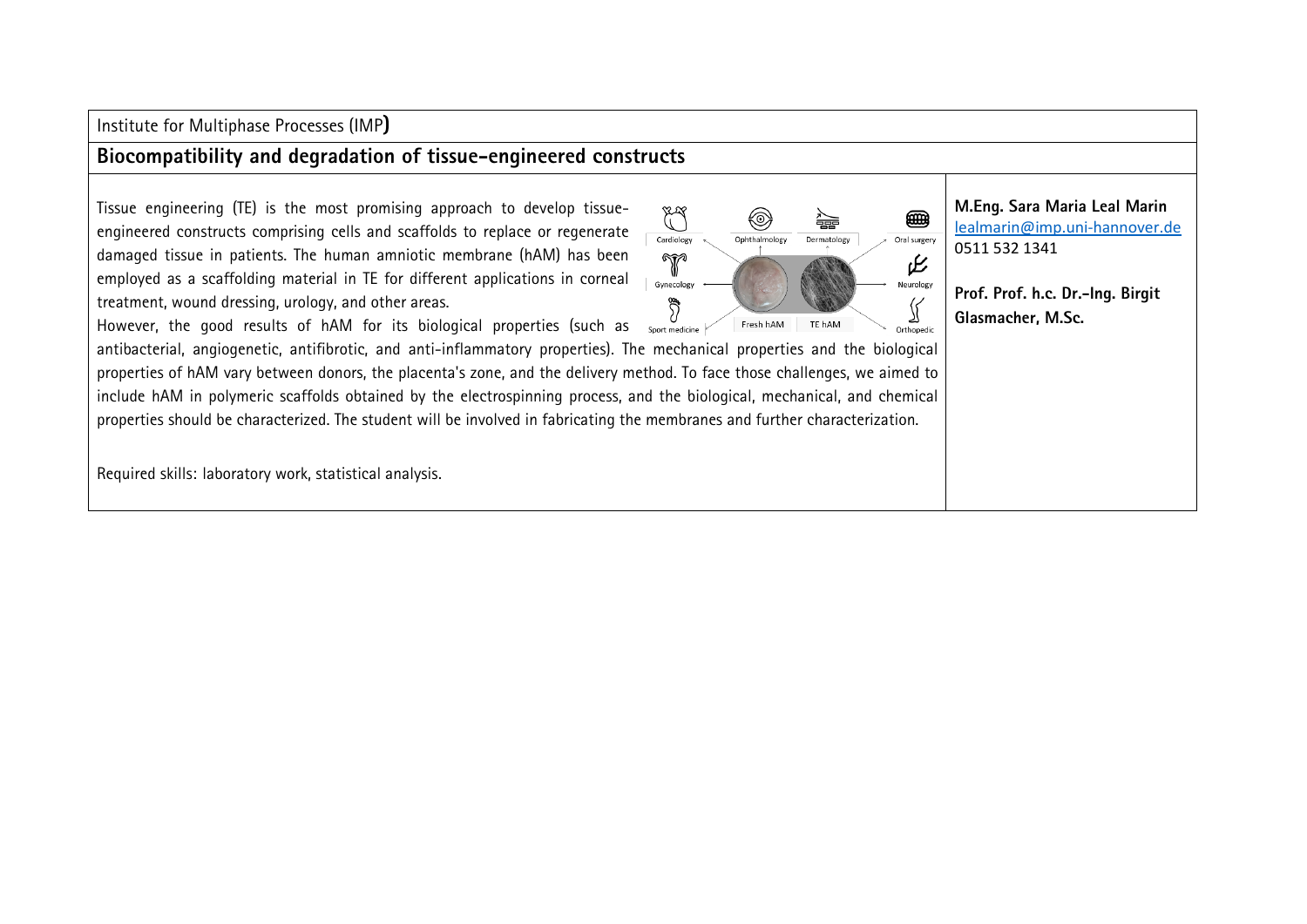Institute for Multiphase Processes (IMP**)**

## Biocompatibility and degradation of tissue-engineered constructs

Tissue engineering (TE) is the most promising approach to develop tissue-engineered constructs comprising cells and scaffolds to replace or regenerate damaged tissue in patients. The human amniotic membrane (hAM) has been employed as a scaffolding material in TE for different applications in corneal treatment, wound dressing, urology, and other areas.

However, the good results of hAM for its biological properties (such as antibacterial, angiogenetic, antifibrotic, and anti-inflammatory properties). The mechanical properties and the biological properties of hAM vary between donors, the placenta's zone, and the delivery method. To face those challenges, we aimed to include hAM in polymeric scaffolds obtained by the electrospinning process, and the biological, mechanical, and chemical properties should be characterized. The student will be involved in fabricating the membranes and further characterization.

Required skills: laboratory work, statistical analysis.

**M.Eng. Sara Maria Leal Marin**
lealmarin@imp.uni-hannover.de
0511 532 1341

**Prof. Prof. h.c. Dr.-Ing. Birgit Glasmacher, M.Sc.**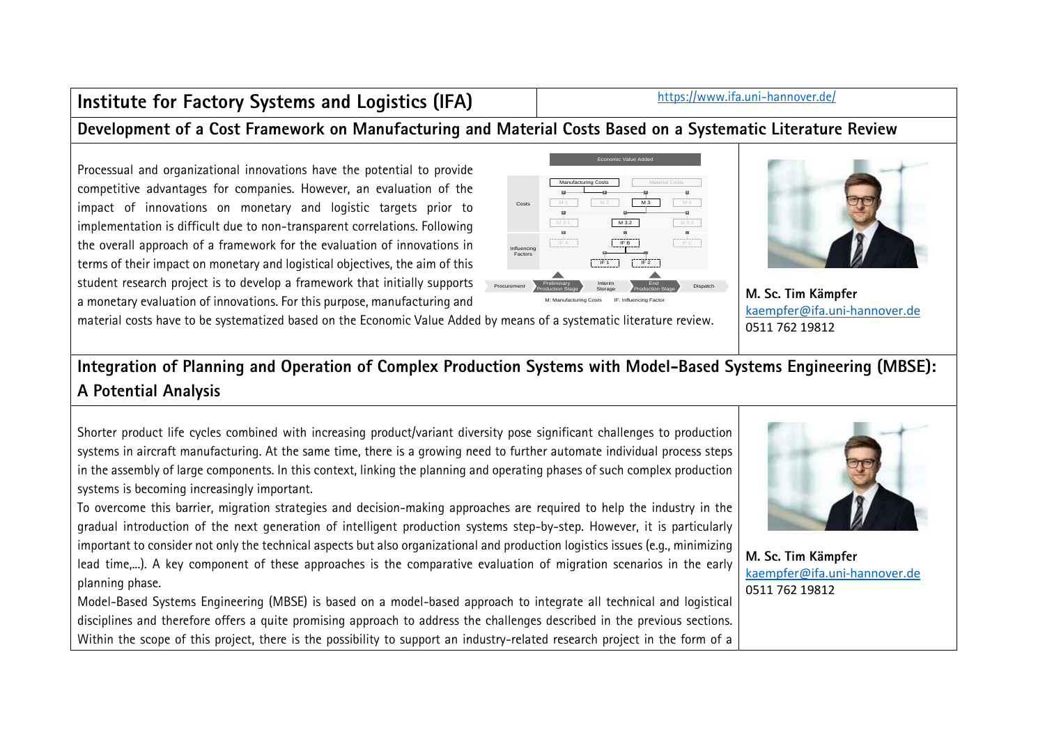## Institute for Factory Systems and Logistics (IFA)

https://www.ifa.uni-hannover.de/

### Development of a Cost Framework on Manufacturing and Material Costs Based on a Systematic Literature Review

Processual and organizational innovations have the potential to provide competitive advantages for companies. However, an evaluation of the impact of innovations on monetary and logistic targets prior to implementation is difficult due to non-transparent correlations. Following the overall approach of a framework for the evaluation of innovations in terms of their impact on monetary and logistical objectives, the aim of this student research project is to develop a framework that initially supports a monetary evaluation of innovations. For this purpose, manufacturing and material costs have to be systematized based on the Economic Value Added by means of a systematic literature review.

**M. Sc. Tim Kämpfer**
kaempfer@ifa.uni-hannover.de
0511 762 19812

### Integration of Planning and Operation of Complex Production Systems with Model-Based Systems Engineering (MBSE): A Potential Analysis

Shorter product life cycles combined with increasing product/variant diversity pose significant challenges to production systems in aircraft manufacturing. At the same time, there is a growing need to further automate individual process steps in the assembly of large components. In this context, linking the planning and operating phases of such complex production systems is becoming increasingly important.

To overcome this barrier, migration strategies and decision-making approaches are required to help the industry in the gradual introduction of the next generation of intelligent production systems step-by-step. However, it is particularly important to consider not only the technical aspects but also organizational and production logistics issues (e.g., minimizing lead time,...). A key component of these approaches is the comparative evaluation of migration scenarios in the early planning phase.

Model-Based Systems Engineering (MBSE) is based on a model-based approach to integrate all technical and logistical disciplines and therefore offers a quite promising approach to address the challenges described in the previous sections. Within the scope of this project, there is the possibility to support an industry-related research project in the form of a

**M. Sc. Tim Kämpfer**
kaempfer@ifa.uni-hannover.de
0511 762 19812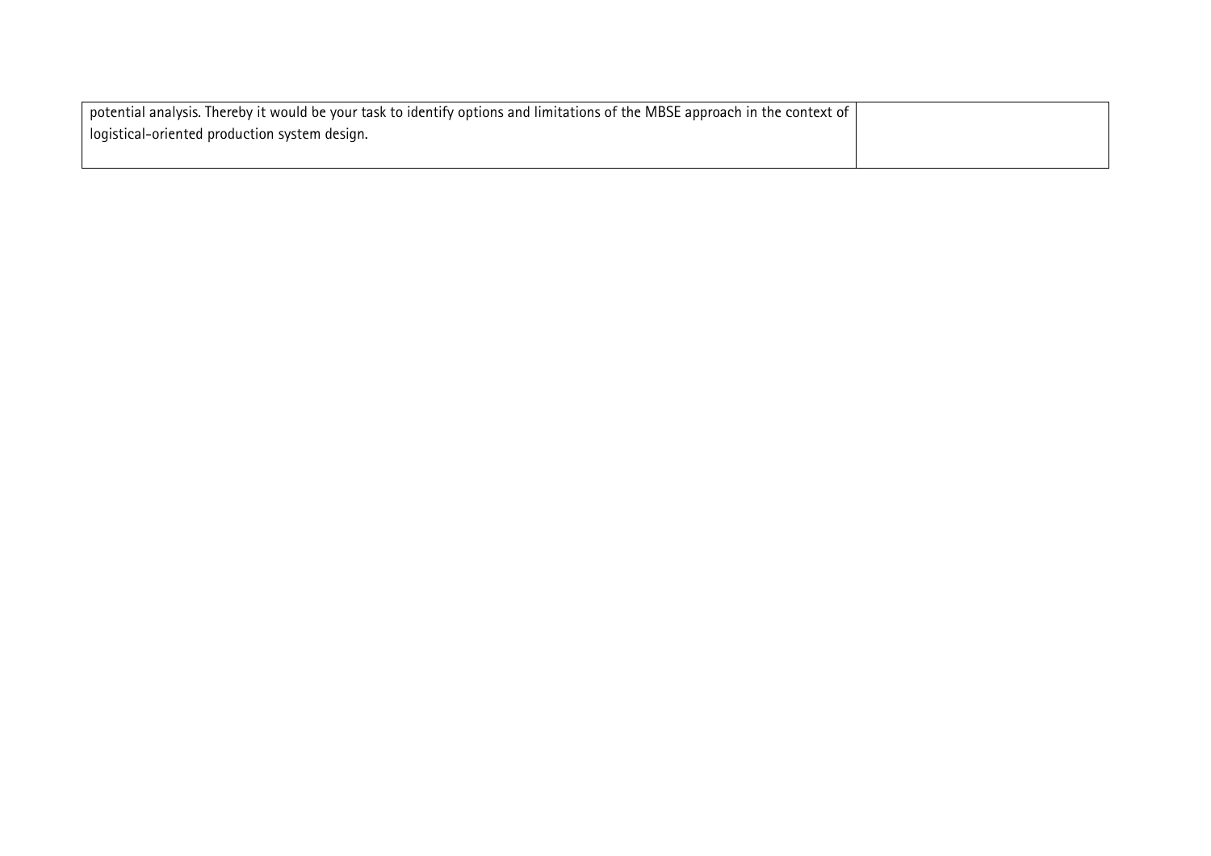| | |
|---|---|
| potential analysis. Thereby it would be your task to identify options and limitations of the MBSE approach in the context of logistical-oriented production system design. | |